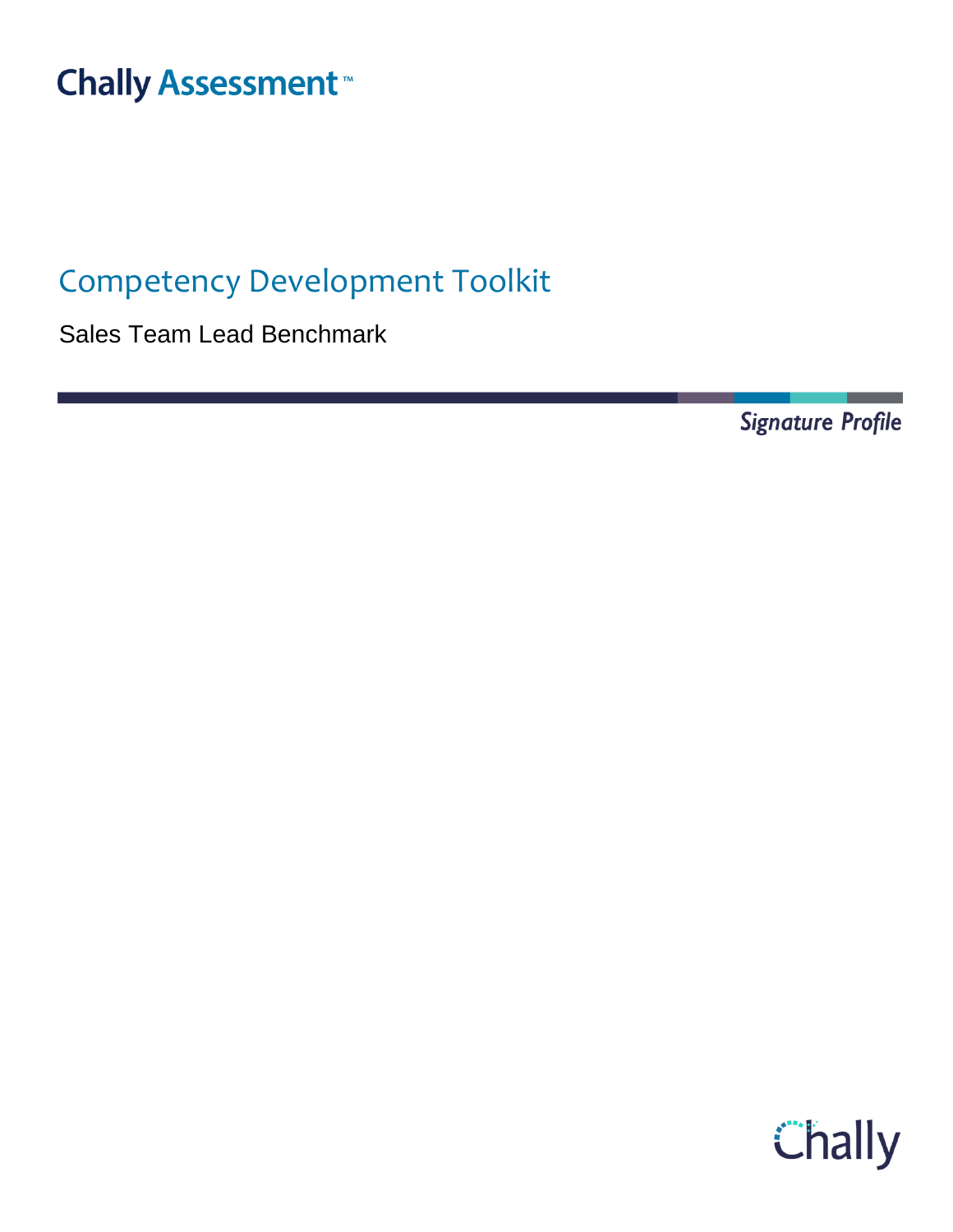Chally Assessment™

# Competency Development Toolkit

Sales Team Lead Benchmark

*Signature Profile*

Chally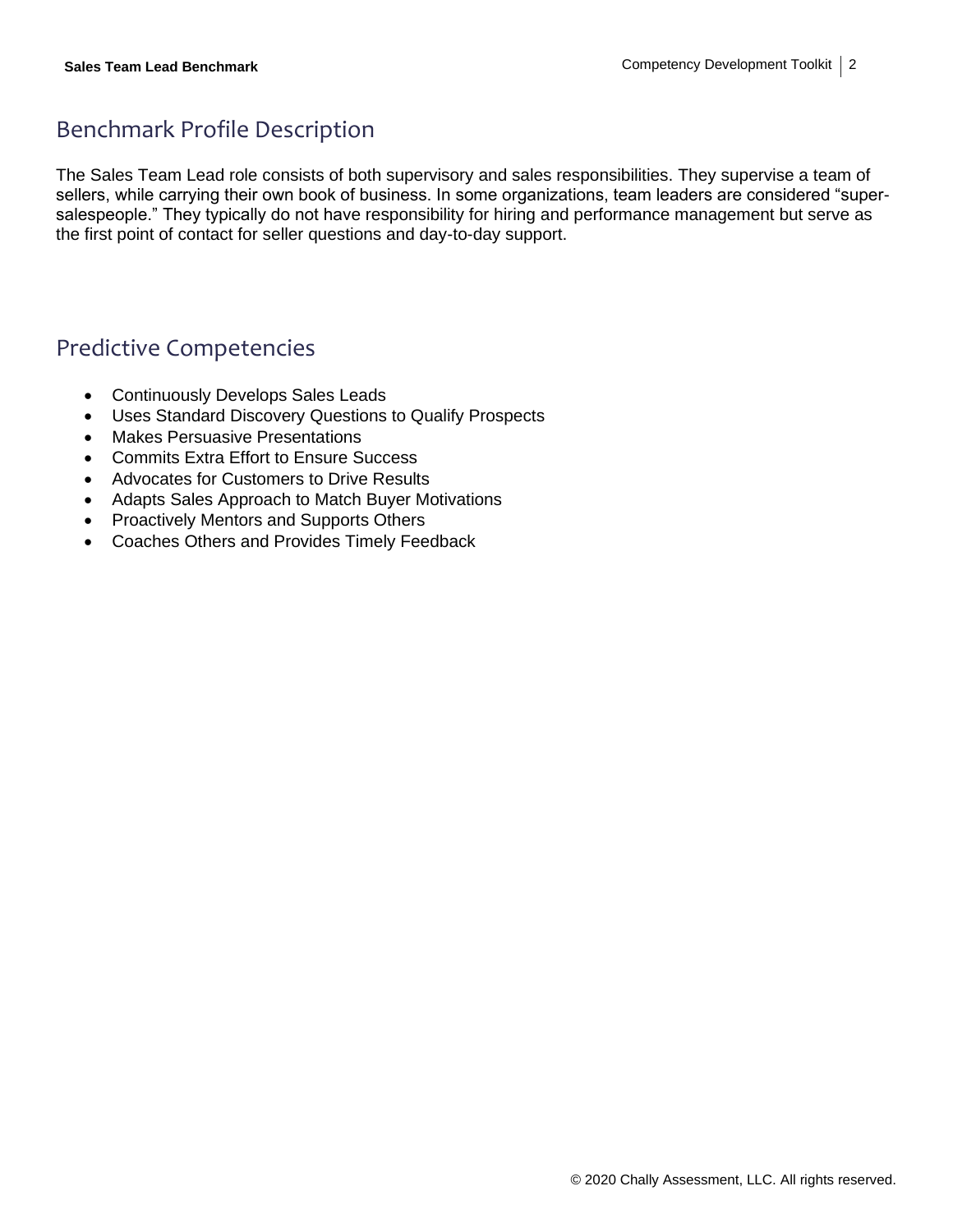## Benchmark Profile Description

The Sales Team Lead role consists of both supervisory and sales responsibilities. They supervise a team of sellers, while carrying their own book of business. In some organizations, team leaders are considered "super-salespeople." They typically do not have responsibility for hiring and performance management but serve as the first point of contact for seller questions and day-to-day support.

## Predictive Competencies

- Continuously Develops Sales Leads
- Uses Standard Discovery Questions to Qualify Prospects
- Makes Persuasive Presentations
- Commits Extra Effort to Ensure Success
- Advocates for Customers to Drive Results
- Adapts Sales Approach to Match Buyer Motivations
- Proactively Mentors and Supports Others
- Coaches Others and Provides Timely Feedback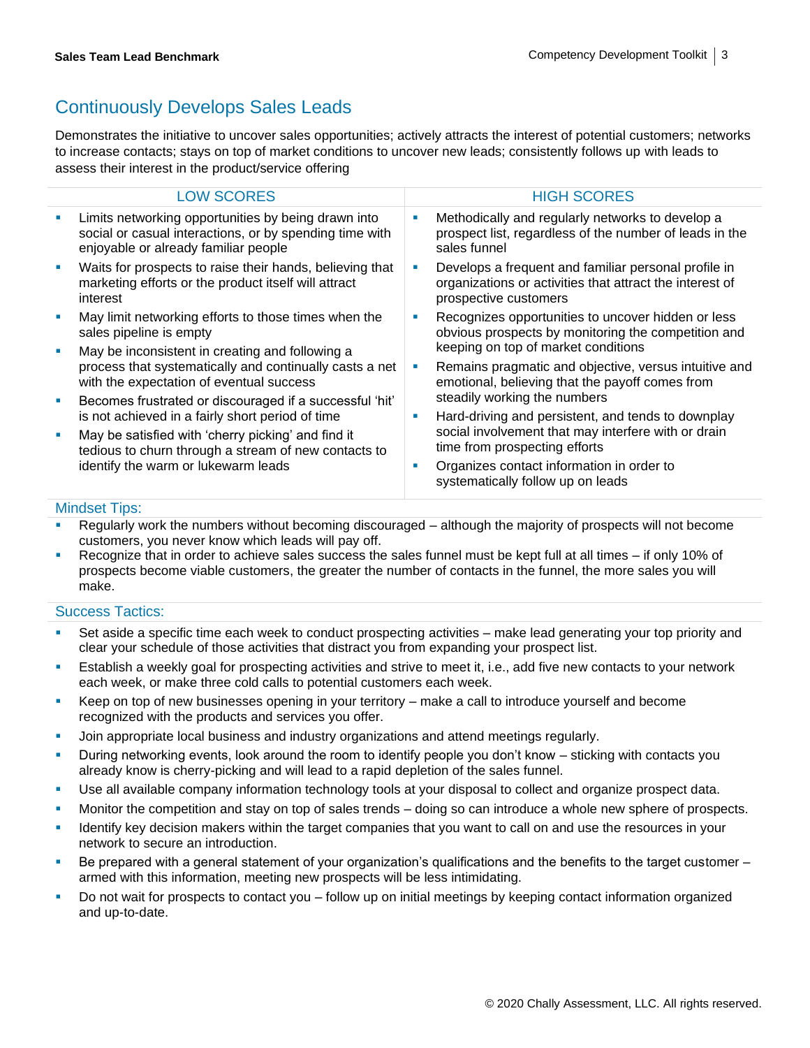## Continuously Develops Sales Leads

Demonstrates the initiative to uncover sales opportunities; actively attracts the interest of potential customers; networks to increase contacts; stays on top of market conditions to uncover new leads; consistently follows up with leads to assess their interest in the product/service offering

| LOW SCORES | HIGH SCORES |
|---|---|
| ▪ Limits networking opportunities by being drawn into social or casual interactions, or by spending time with enjoyable or already familiar people<br>▪ Waits for prospects to raise their hands, believing that marketing efforts or the product itself will attract interest<br>▪ May limit networking efforts to those times when the sales pipeline is empty<br>▪ May be inconsistent in creating and following a process that systematically and continually casts a net with the expectation of eventual success<br>▪ Becomes frustrated or discouraged if a successful 'hit' is not achieved in a fairly short period of time<br>▪ May be satisfied with 'cherry picking' and find it tedious to churn through a stream of new contacts to identify the warm or lukewarm leads | ▪ Methodically and regularly networks to develop a prospect list, regardless of the number of leads in the sales funnel<br>▪ Develops a frequent and familiar personal profile in organizations or activities that attract the interest of prospective customers<br>▪ Recognizes opportunities to uncover hidden or less obvious prospects by monitoring the competition and keeping on top of market conditions<br>▪ Remains pragmatic and objective, versus intuitive and emotional, believing that the payoff comes from steadily working the numbers<br>▪ Hard-driving and persistent, and tends to downplay social involvement that may interfere with or drain time from prospecting efforts<br>▪ Organizes contact information in order to systematically follow up on leads |

### Mindset Tips:

- Regularly work the numbers without becoming discouraged – although the majority of prospects will not become customers, you never know which leads will pay off.
- Recognize that in order to achieve sales success the sales funnel must be kept full at all times – if only 10% of prospects become viable customers, the greater the number of contacts in the funnel, the more sales you will make.

### Success Tactics:

- Set aside a specific time each week to conduct prospecting activities – make lead generating your top priority and clear your schedule of those activities that distract you from expanding your prospect list.
- Establish a weekly goal for prospecting activities and strive to meet it, i.e., add five new contacts to your network each week, or make three cold calls to potential customers each week.
- Keep on top of new businesses opening in your territory – make a call to introduce yourself and become recognized with the products and services you offer.
- Join appropriate local business and industry organizations and attend meetings regularly.
- During networking events, look around the room to identify people you don't know – sticking with contacts you already know is cherry-picking and will lead to a rapid depletion of the sales funnel.
- Use all available company information technology tools at your disposal to collect and organize prospect data.
- Monitor the competition and stay on top of sales trends – doing so can introduce a whole new sphere of prospects.
- Identify key decision makers within the target companies that you want to call on and use the resources in your network to secure an introduction.
- Be prepared with a general statement of your organization's qualifications and the benefits to the target customer – armed with this information, meeting new prospects will be less intimidating.
- Do not wait for prospects to contact you – follow up on initial meetings by keeping contact information organized and up-to-date.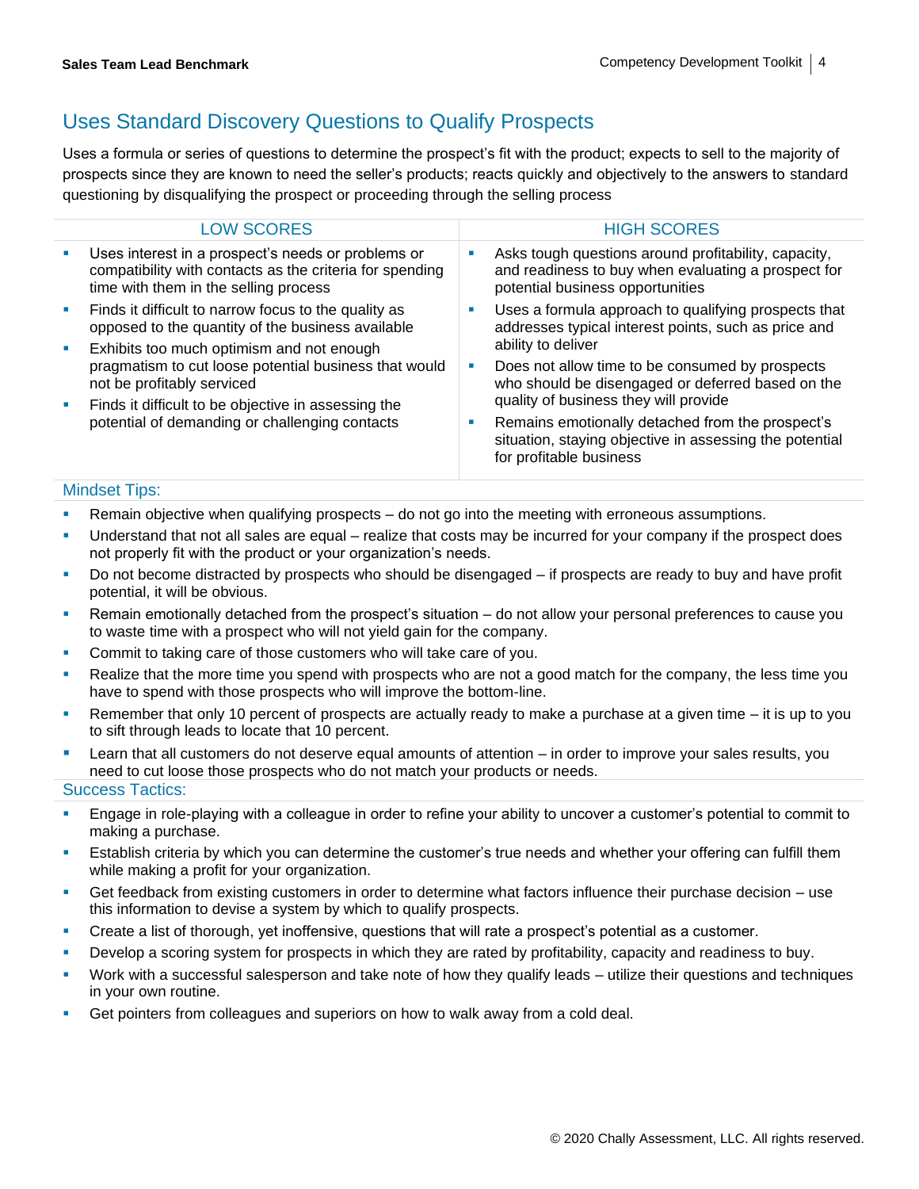## Uses Standard Discovery Questions to Qualify Prospects

Uses a formula or series of questions to determine the prospect's fit with the product; expects to sell to the majority of prospects since they are known to need the seller's products; reacts quickly and objectively to the answers to standard questioning by disqualifying the prospect or proceeding through the selling process

| LOW SCORES | HIGH SCORES |
|---|---|
| ▪ Uses interest in a prospect's needs or problems or compatibility with contacts as the criteria for spending time with them in the selling process<br>▪ Finds it difficult to narrow focus to the quality as opposed to the quantity of the business available<br>▪ Exhibits too much optimism and not enough pragmatism to cut loose potential business that would not be profitably serviced<br>▪ Finds it difficult to be objective in assessing the potential of demanding or challenging contacts | ▪ Asks tough questions around profitability, capacity, and readiness to buy when evaluating a prospect for potential business opportunities<br>▪ Uses a formula approach to qualifying prospects that addresses typical interest points, such as price and ability to deliver<br>▪ Does not allow time to be consumed by prospects who should be disengaged or deferred based on the quality of business they will provide<br>▪ Remains emotionally detached from the prospect's situation, staying objective in assessing the potential for profitable business |

### Mindset Tips:

- Remain objective when qualifying prospects – do not go into the meeting with erroneous assumptions.
- Understand that not all sales are equal – realize that costs may be incurred for your company if the prospect does not properly fit with the product or your organization's needs.
- Do not become distracted by prospects who should be disengaged – if prospects are ready to buy and have profit potential, it will be obvious.
- Remain emotionally detached from the prospect's situation – do not allow your personal preferences to cause you to waste time with a prospect who will not yield gain for the company.
- Commit to taking care of those customers who will take care of you.
- Realize that the more time you spend with prospects who are not a good match for the company, the less time you have to spend with those prospects who will improve the bottom-line.
- Remember that only 10 percent of prospects are actually ready to make a purchase at a given time – it is up to you to sift through leads to locate that 10 percent.
- Learn that all customers do not deserve equal amounts of attention – in order to improve your sales results, you need to cut loose those prospects who do not match your products or needs.

### Success Tactics:

- Engage in role-playing with a colleague in order to refine your ability to uncover a customer's potential to commit to making a purchase.
- Establish criteria by which you can determine the customer's true needs and whether your offering can fulfill them while making a profit for your organization.
- Get feedback from existing customers in order to determine what factors influence their purchase decision – use this information to devise a system by which to qualify prospects.
- Create a list of thorough, yet inoffensive, questions that will rate a prospect's potential as a customer.
- Develop a scoring system for prospects in which they are rated by profitability, capacity and readiness to buy.
- Work with a successful salesperson and take note of how they qualify leads – utilize their questions and techniques in your own routine.
- Get pointers from colleagues and superiors on how to walk away from a cold deal.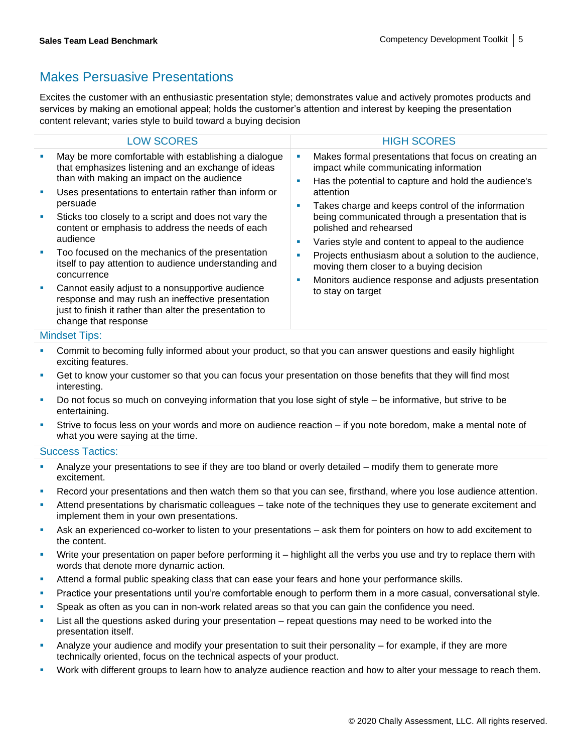## Makes Persuasive Presentations

Excites the customer with an enthusiastic presentation style; demonstrates value and actively promotes products and services by making an emotional appeal; holds the customer's attention and interest by keeping the presentation content relevant; varies style to build toward a buying decision

| LOW SCORES | HIGH SCORES |
|---|---|
| ▪ May be more comfortable with establishing a dialogue that emphasizes listening and an exchange of ideas than with making an impact on the audience<br>▪ Uses presentations to entertain rather than inform or persuade<br>▪ Sticks too closely to a script and does not vary the content or emphasis to address the needs of each audience<br>▪ Too focused on the mechanics of the presentation itself to pay attention to audience understanding and concurrence<br>▪ Cannot easily adjust to a nonsupportive audience response and may rush an ineffective presentation just to finish it rather than alter the presentation to change that response | ▪ Makes formal presentations that focus on creating an impact while communicating information<br>▪ Has the potential to capture and hold the audience's attention<br>▪ Takes charge and keeps control of the information being communicated through a presentation that is polished and rehearsed<br>▪ Varies style and content to appeal to the audience<br>▪ Projects enthusiasm about a solution to the audience, moving them closer to a buying decision<br>▪ Monitors audience response and adjusts presentation to stay on target |

### Mindset Tips:

- Commit to becoming fully informed about your product, so that you can answer questions and easily highlight exciting features.
- Get to know your customer so that you can focus your presentation on those benefits that they will find most interesting.
- Do not focus so much on conveying information that you lose sight of style – be informative, but strive to be entertaining.
- Strive to focus less on your words and more on audience reaction – if you note boredom, make a mental note of what you were saying at the time.

### Success Tactics:

- Analyze your presentations to see if they are too bland or overly detailed – modify them to generate more excitement.
- Record your presentations and then watch them so that you can see, firsthand, where you lose audience attention.
- Attend presentations by charismatic colleagues – take note of the techniques they use to generate excitement and implement them in your own presentations.
- Ask an experienced co-worker to listen to your presentations – ask them for pointers on how to add excitement to the content.
- Write your presentation on paper before performing it – highlight all the verbs you use and try to replace them with words that denote more dynamic action.
- Attend a formal public speaking class that can ease your fears and hone your performance skills.
- Practice your presentations until you're comfortable enough to perform them in a more casual, conversational style.
- Speak as often as you can in non-work related areas so that you can gain the confidence you need.
- List all the questions asked during your presentation – repeat questions may need to be worked into the presentation itself.
- Analyze your audience and modify your presentation to suit their personality – for example, if they are more technically oriented, focus on the technical aspects of your product.
- Work with different groups to learn how to analyze audience reaction and how to alter your message to reach them.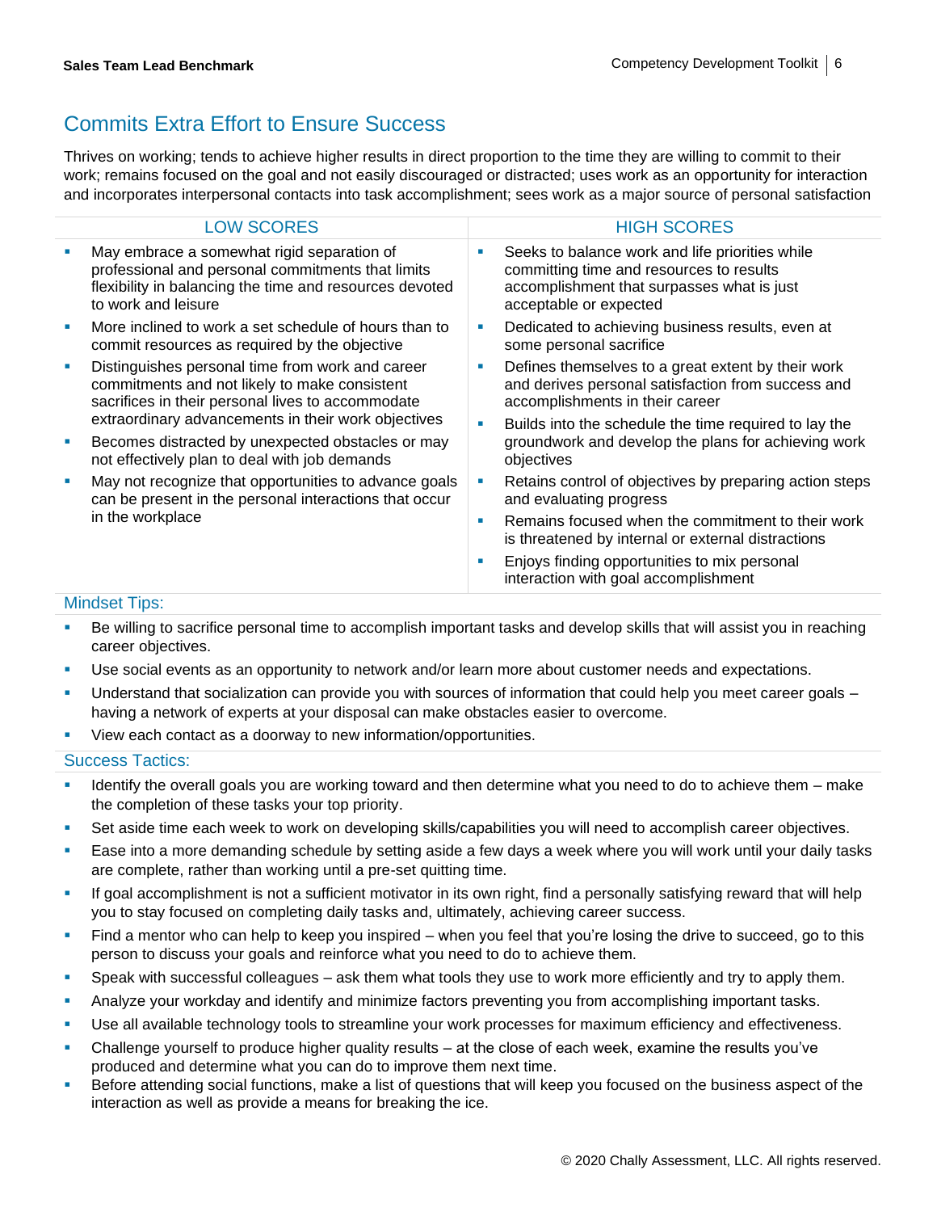## Commits Extra Effort to Ensure Success

Thrives on working; tends to achieve higher results in direct proportion to the time they are willing to commit to their work; remains focused on the goal and not easily discouraged or distracted; uses work as an opportunity for interaction and incorporates interpersonal contacts into task accomplishment; sees work as a major source of personal satisfaction

| LOW SCORES | HIGH SCORES |
|---|---|
| ▪ May embrace a somewhat rigid separation of professional and personal commitments that limits flexibility in balancing the time and resources devoted to work and leisure<br>▪ More inclined to work a set schedule of hours than to commit resources as required by the objective<br>▪ Distinguishes personal time from work and career commitments and not likely to make consistent sacrifices in their personal lives to accommodate extraordinary advancements in their work objectives<br>▪ Becomes distracted by unexpected obstacles or may not effectively plan to deal with job demands<br>▪ May not recognize that opportunities to advance goals can be present in the personal interactions that occur in the workplace | ▪ Seeks to balance work and life priorities while committing time and resources to results accomplishment that surpasses what is just acceptable or expected<br>▪ Dedicated to achieving business results, even at some personal sacrifice<br>▪ Defines themselves to a great extent by their work and derives personal satisfaction from success and accomplishments in their career<br>▪ Builds into the schedule the time required to lay the groundwork and develop the plans for achieving work objectives<br>▪ Retains control of objectives by preparing action steps and evaluating progress<br>▪ Remains focused when the commitment to their work is threatened by internal or external distractions<br>▪ Enjoys finding opportunities to mix personal interaction with goal accomplishment |

### Mindset Tips:

- Be willing to sacrifice personal time to accomplish important tasks and develop skills that will assist you in reaching career objectives.
- Use social events as an opportunity to network and/or learn more about customer needs and expectations.
- Understand that socialization can provide you with sources of information that could help you meet career goals – having a network of experts at your disposal can make obstacles easier to overcome.
- View each contact as a doorway to new information/opportunities.

### Success Tactics:

- Identify the overall goals you are working toward and then determine what you need to do to achieve them – make the completion of these tasks your top priority.
- Set aside time each week to work on developing skills/capabilities you will need to accomplish career objectives.
- Ease into a more demanding schedule by setting aside a few days a week where you will work until your daily tasks are complete, rather than working until a pre-set quitting time.
- If goal accomplishment is not a sufficient motivator in its own right, find a personally satisfying reward that will help you to stay focused on completing daily tasks and, ultimately, achieving career success.
- Find a mentor who can help to keep you inspired – when you feel that you're losing the drive to succeed, go to this person to discuss your goals and reinforce what you need to do to achieve them.
- Speak with successful colleagues – ask them what tools they use to work more efficiently and try to apply them.
- Analyze your workday and identify and minimize factors preventing you from accomplishing important tasks.
- Use all available technology tools to streamline your work processes for maximum efficiency and effectiveness.
- Challenge yourself to produce higher quality results – at the close of each week, examine the results you've produced and determine what you can do to improve them next time.
- Before attending social functions, make a list of questions that will keep you focused on the business aspect of the interaction as well as provide a means for breaking the ice.

© 2020 Chally Assessment, LLC. All rights reserved.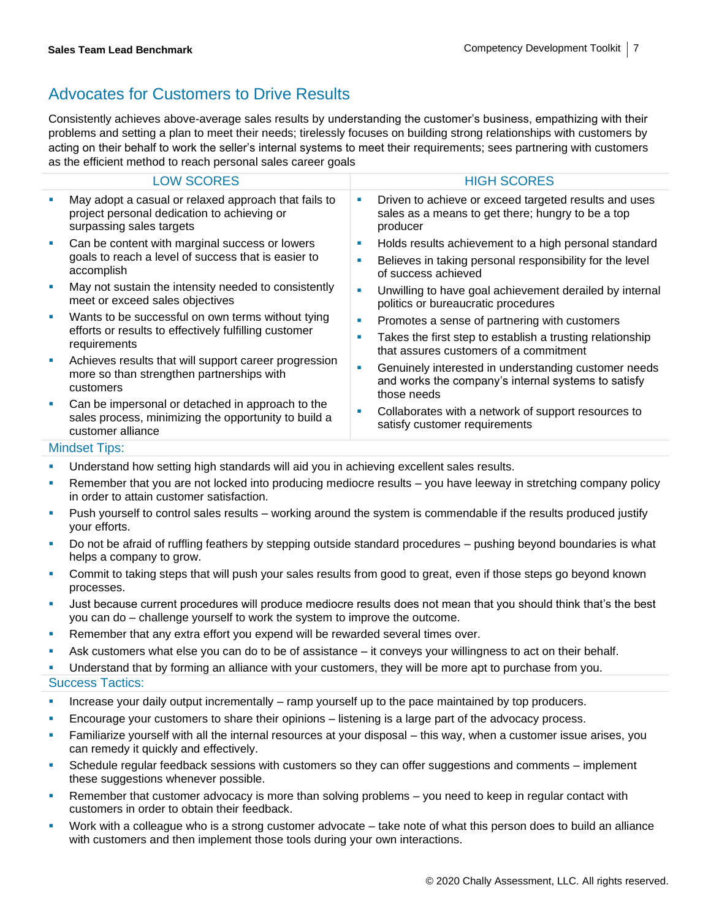## Advocates for Customers to Drive Results

Consistently achieves above-average sales results by understanding the customer's business, empathizing with their problems and setting a plan to meet their needs; tirelessly focuses on building strong relationships with customers by acting on their behalf to work the seller's internal systems to meet their requirements; sees partnering with customers as the efficient method to reach personal sales career goals

| LOW SCORES | HIGH SCORES |
| --- | --- |
| ▪ May adopt a casual or relaxed approach that fails to project personal dedication to achieving or surpassing sales targets<br>▪ Can be content with marginal success or lowers goals to reach a level of success that is easier to accomplish<br>▪ May not sustain the intensity needed to consistently meet or exceed sales objectives<br>▪ Wants to be successful on own terms without tying efforts or results to effectively fulfilling customer requirements<br>▪ Achieves results that will support career progression more so than strengthen partnerships with customers<br>▪ Can be impersonal or detached in approach to the sales process, minimizing the opportunity to build a customer alliance | ▪ Driven to achieve or exceed targeted results and uses sales as a means to get there; hungry to be a top producer<br>▪ Holds results achievement to a high personal standard<br>▪ Believes in taking personal responsibility for the level of success achieved<br>▪ Unwilling to have goal achievement derailed by internal politics or bureaucratic procedures<br>▪ Promotes a sense of partnering with customers<br>▪ Takes the first step to establish a trusting relationship that assures customers of a commitment<br>▪ Genuinely interested in understanding customer needs and works the company's internal systems to satisfy those needs<br>▪ Collaborates with a network of support resources to satisfy customer requirements |

### Mindset Tips:

- Understand how setting high standards will aid you in achieving excellent sales results.
- Remember that you are not locked into producing mediocre results – you have leeway in stretching company policy in order to attain customer satisfaction.
- Push yourself to control sales results – working around the system is commendable if the results produced justify your efforts.
- Do not be afraid of ruffling feathers by stepping outside standard procedures – pushing beyond boundaries is what helps a company to grow.
- Commit to taking steps that will push your sales results from good to great, even if those steps go beyond known processes.
- Just because current procedures will produce mediocre results does not mean that you should think that's the best you can do – challenge yourself to work the system to improve the outcome.
- Remember that any extra effort you expend will be rewarded several times over.
- Ask customers what else you can do to be of assistance – it conveys your willingness to act on their behalf.
- Understand that by forming an alliance with your customers, they will be more apt to purchase from you.

### Success Tactics:

- Increase your daily output incrementally – ramp yourself up to the pace maintained by top producers.
- Encourage your customers to share their opinions – listening is a large part of the advocacy process.
- Familiarize yourself with all the internal resources at your disposal – this way, when a customer issue arises, you can remedy it quickly and effectively.
- Schedule regular feedback sessions with customers so they can offer suggestions and comments – implement these suggestions whenever possible.
- Remember that customer advocacy is more than solving problems – you need to keep in regular contact with customers in order to obtain their feedback.
- Work with a colleague who is a strong customer advocate – take note of what this person does to build an alliance with customers and then implement those tools during your own interactions.

© 2020 Chally Assessment, LLC. All rights reserved.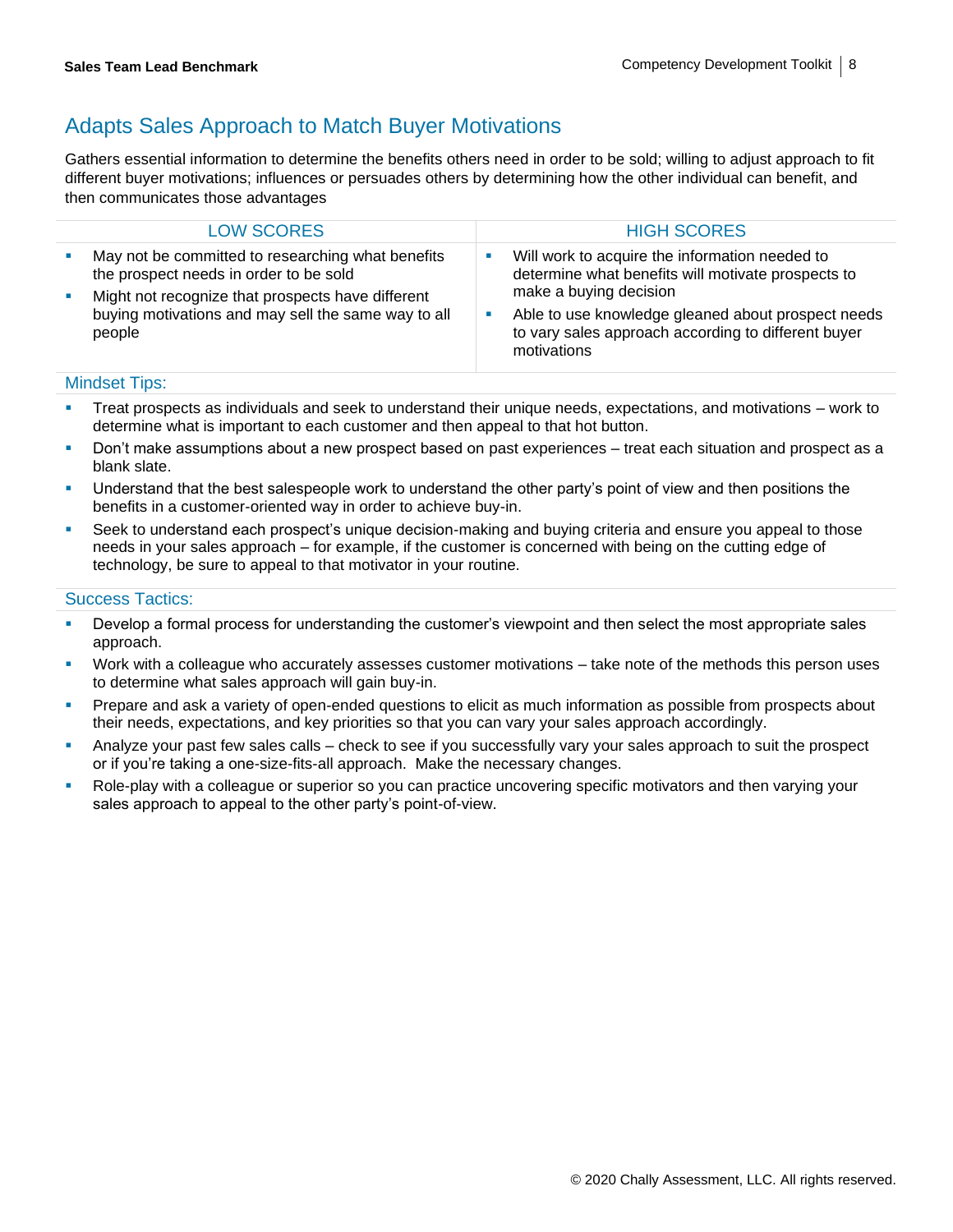## Adapts Sales Approach to Match Buyer Motivations

Gathers essential information to determine the benefits others need in order to be sold; willing to adjust approach to fit different buyer motivations; influences or persuades others by determining how the other individual can benefit, and then communicates those advantages

| LOW SCORES | HIGH SCORES |
|---|---|
| ▪ May not be committed to researching what benefits the prospect needs in order to be sold<br>▪ Might not recognize that prospects have different buying motivations and may sell the same way to all people | ▪ Will work to acquire the information needed to determine what benefits will motivate prospects to make a buying decision<br>▪ Able to use knowledge gleaned about prospect needs to vary sales approach according to different buyer motivations |

### Mindset Tips:

- Treat prospects as individuals and seek to understand their unique needs, expectations, and motivations – work to determine what is important to each customer and then appeal to that hot button.
- Don't make assumptions about a new prospect based on past experiences – treat each situation and prospect as a blank slate.
- Understand that the best salespeople work to understand the other party's point of view and then positions the benefits in a customer-oriented way in order to achieve buy-in.
- Seek to understand each prospect's unique decision-making and buying criteria and ensure you appeal to those needs in your sales approach – for example, if the customer is concerned with being on the cutting edge of technology, be sure to appeal to that motivator in your routine.

### Success Tactics:

- Develop a formal process for understanding the customer's viewpoint and then select the most appropriate sales approach.
- Work with a colleague who accurately assesses customer motivations – take note of the methods this person uses to determine what sales approach will gain buy-in.
- Prepare and ask a variety of open-ended questions to elicit as much information as possible from prospects about their needs, expectations, and key priorities so that you can vary your sales approach accordingly.
- Analyze your past few sales calls – check to see if you successfully vary your sales approach to suit the prospect or if you're taking a one-size-fits-all approach. Make the necessary changes.
- Role-play with a colleague or superior so you can practice uncovering specific motivators and then varying your sales approach to appeal to the other party's point-of-view.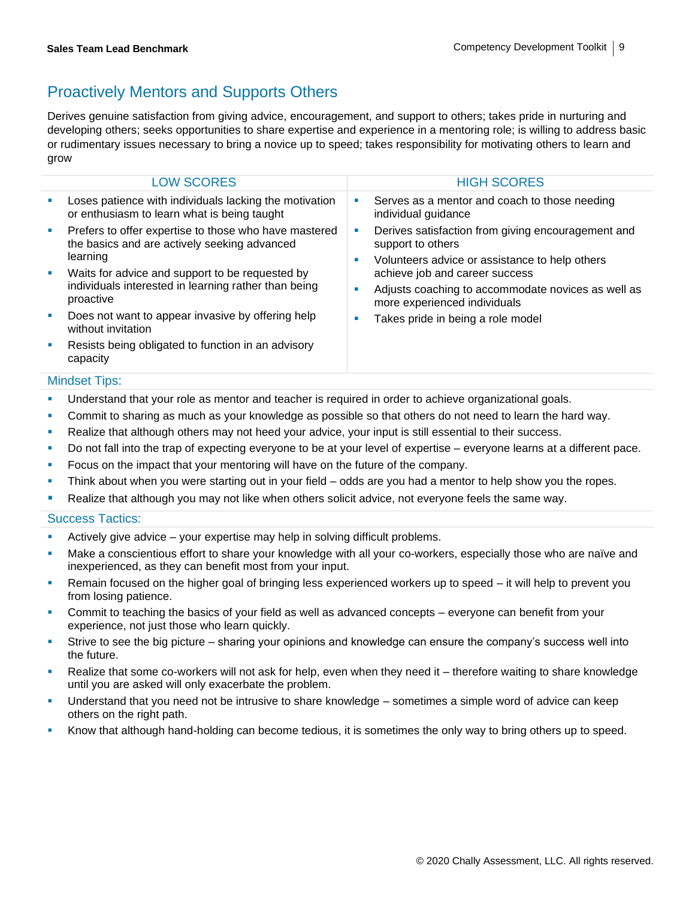## Proactively Mentors and Supports Others

Derives genuine satisfaction from giving advice, encouragement, and support to others; takes pride in nurturing and developing others; seeks opportunities to share expertise and experience in a mentoring role; is willing to address basic or rudimentary issues necessary to bring a novice up to speed; takes responsibility for motivating others to learn and grow

| LOW SCORES | HIGH SCORES |
|---|---|
| ▪ Loses patience with individuals lacking the motivation or enthusiasm to learn what is being taught<br>▪ Prefers to offer expertise to those who have mastered the basics and are actively seeking advanced learning<br>▪ Waits for advice and support to be requested by individuals interested in learning rather than being proactive<br>▪ Does not want to appear invasive by offering help without invitation<br>▪ Resists being obligated to function in an advisory capacity | ▪ Serves as a mentor and coach to those needing individual guidance<br>▪ Derives satisfaction from giving encouragement and support to others<br>▪ Volunteers advice or assistance to help others achieve job and career success<br>▪ Adjusts coaching to accommodate novices as well as more experienced individuals<br>▪ Takes pride in being a role model |

### Mindset Tips:

- Understand that your role as mentor and teacher is required in order to achieve organizational goals.
- Commit to sharing as much as your knowledge as possible so that others do not need to learn the hard way.
- Realize that although others may not heed your advice, your input is still essential to their success.
- Do not fall into the trap of expecting everyone to be at your level of expertise – everyone learns at a different pace.
- Focus on the impact that your mentoring will have on the future of the company.
- Think about when you were starting out in your field – odds are you had a mentor to help show you the ropes.
- Realize that although you may not like when others solicit advice, not everyone feels the same way.

### Success Tactics:

- Actively give advice – your expertise may help in solving difficult problems.
- Make a conscientious effort to share your knowledge with all your co-workers, especially those who are naïve and inexperienced, as they can benefit most from your input.
- Remain focused on the higher goal of bringing less experienced workers up to speed – it will help to prevent you from losing patience.
- Commit to teaching the basics of your field as well as advanced concepts – everyone can benefit from your experience, not just those who learn quickly.
- Strive to see the big picture – sharing your opinions and knowledge can ensure the company's success well into the future.
- Realize that some co-workers will not ask for help, even when they need it – therefore waiting to share knowledge until you are asked will only exacerbate the problem.
- Understand that you need not be intrusive to share knowledge – sometimes a simple word of advice can keep others on the right path.
- Know that although hand-holding can become tedious, it is sometimes the only way to bring others up to speed.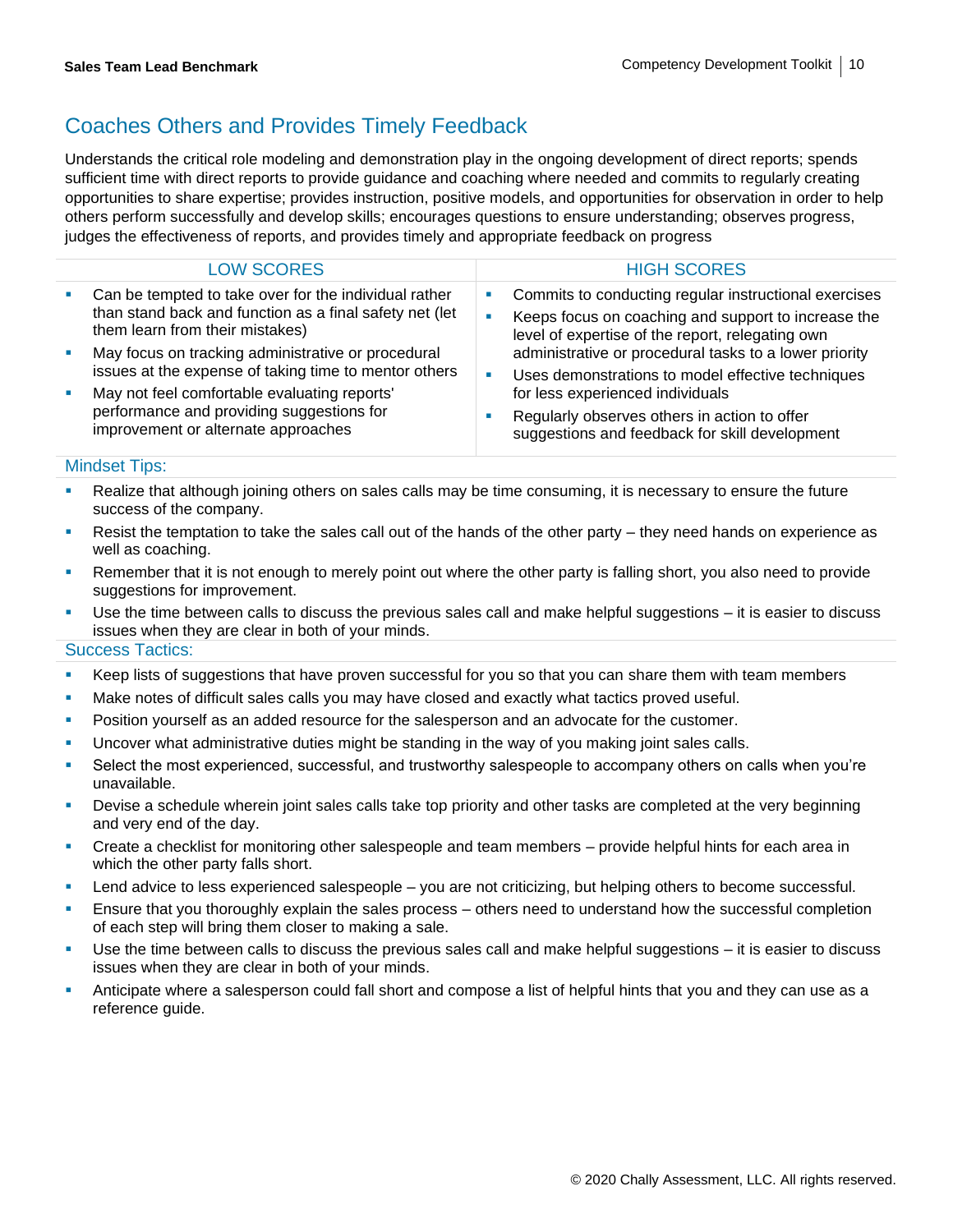## Coaches Others and Provides Timely Feedback

Understands the critical role modeling and demonstration play in the ongoing development of direct reports; spends sufficient time with direct reports to provide guidance and coaching where needed and commits to regularly creating opportunities to share expertise; provides instruction, positive models, and opportunities for observation in order to help others perform successfully and develop skills; encourages questions to ensure understanding; observes progress, judges the effectiveness of reports, and provides timely and appropriate feedback on progress

| LOW SCORES | HIGH SCORES |
| --- | --- |
| ▪ Can be tempted to take over for the individual rather than stand back and function as a final safety net (let them learn from their mistakes)<br>▪ May focus on tracking administrative or procedural issues at the expense of taking time to mentor others<br>▪ May not feel comfortable evaluating reports' performance and providing suggestions for improvement or alternate approaches | ▪ Commits to conducting regular instructional exercises<br>▪ Keeps focus on coaching and support to increase the level of expertise of the report, relegating own administrative or procedural tasks to a lower priority<br>▪ Uses demonstrations to model effective techniques for less experienced individuals<br>▪ Regularly observes others in action to offer suggestions and feedback for skill development |

### Mindset Tips:

- Realize that although joining others on sales calls may be time consuming, it is necessary to ensure the future success of the company.
- Resist the temptation to take the sales call out of the hands of the other party – they need hands on experience as well as coaching.
- Remember that it is not enough to merely point out where the other party is falling short, you also need to provide suggestions for improvement.
- Use the time between calls to discuss the previous sales call and make helpful suggestions – it is easier to discuss issues when they are clear in both of your minds.

### Success Tactics:

- Keep lists of suggestions that have proven successful for you so that you can share them with team members
- Make notes of difficult sales calls you may have closed and exactly what tactics proved useful.
- Position yourself as an added resource for the salesperson and an advocate for the customer.
- Uncover what administrative duties might be standing in the way of you making joint sales calls.
- Select the most experienced, successful, and trustworthy salespeople to accompany others on calls when you're unavailable.
- Devise a schedule wherein joint sales calls take top priority and other tasks are completed at the very beginning and very end of the day.
- Create a checklist for monitoring other salespeople and team members – provide helpful hints for each area in which the other party falls short.
- Lend advice to less experienced salespeople – you are not criticizing, but helping others to become successful.
- Ensure that you thoroughly explain the sales process – others need to understand how the successful completion of each step will bring them closer to making a sale.
- Use the time between calls to discuss the previous sales call and make helpful suggestions – it is easier to discuss issues when they are clear in both of your minds.
- Anticipate where a salesperson could fall short and compose a list of helpful hints that you and they can use as a reference guide.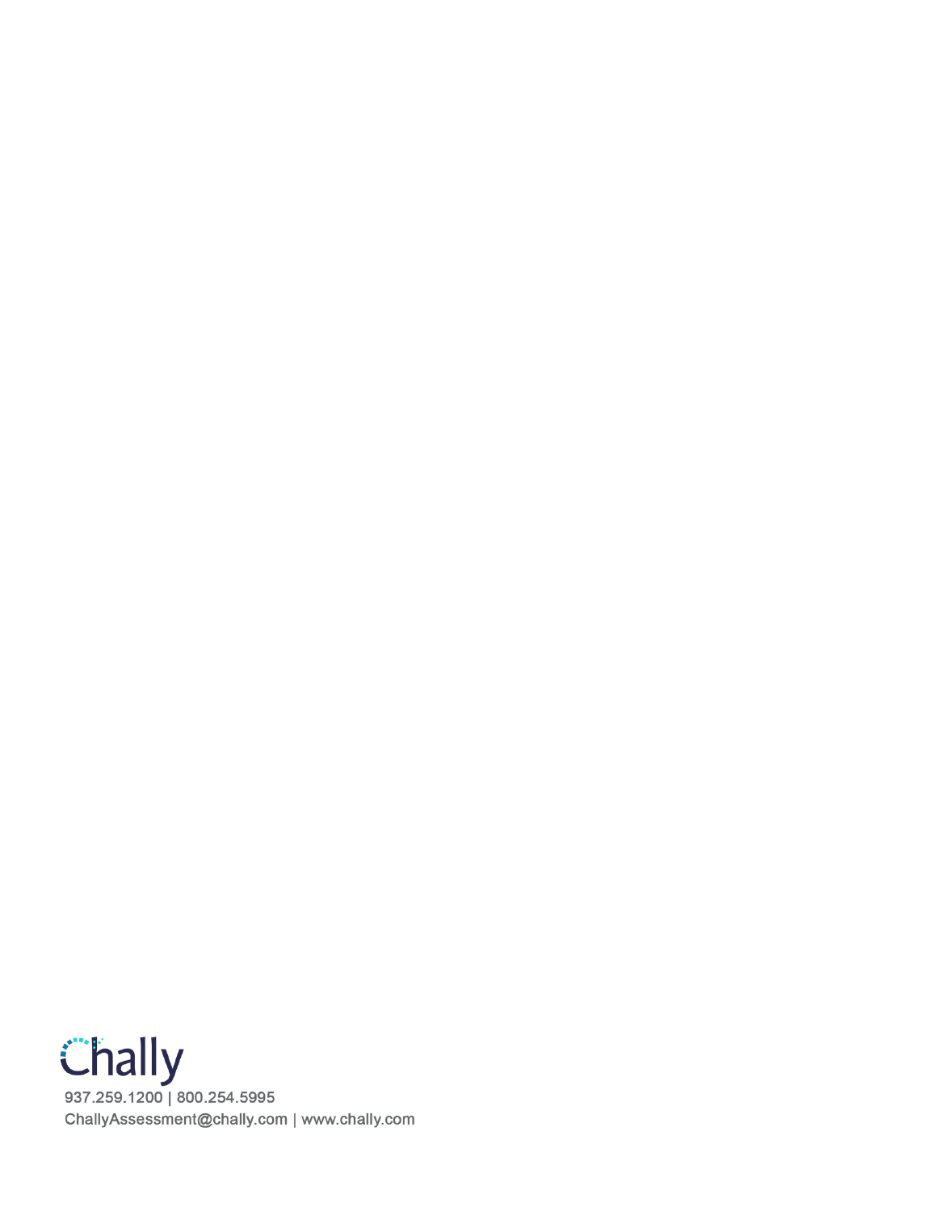Chally

937.259.1200 | 800.254.5995

ChallyAssessment@chally.com | www.chally.com